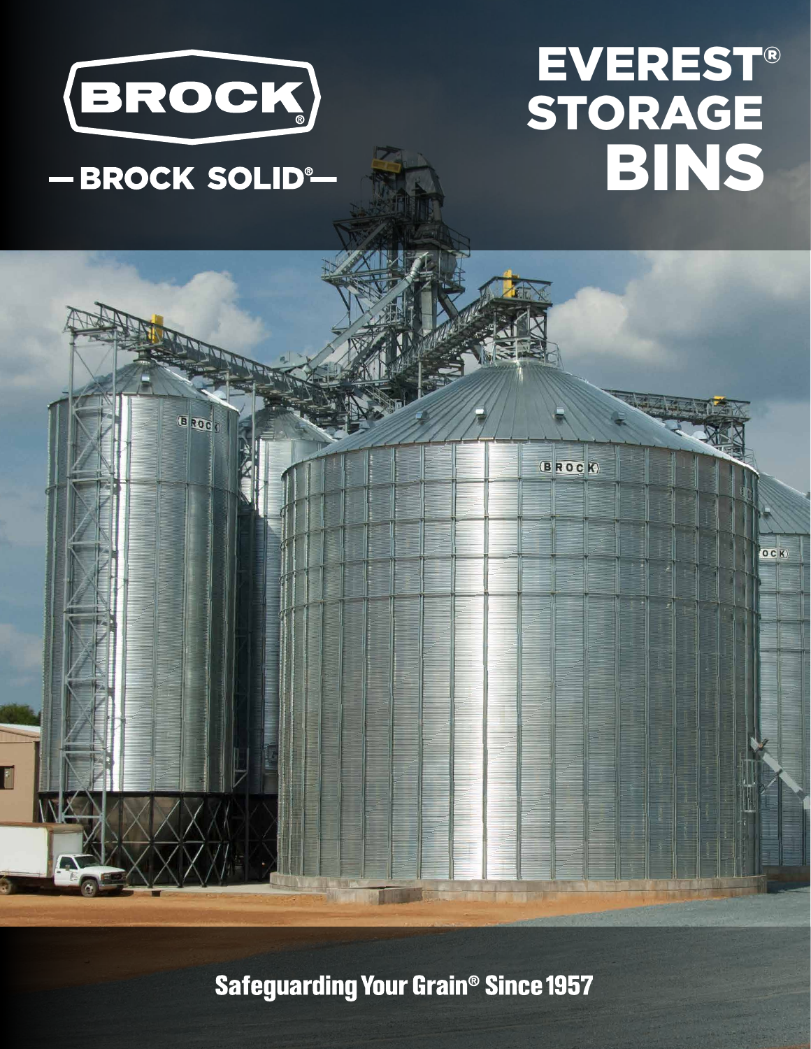BROCK®

— BROCK SOLID® —

# EVEREST® STORAGE BINS

Safeguarding Your Grain® Since 1957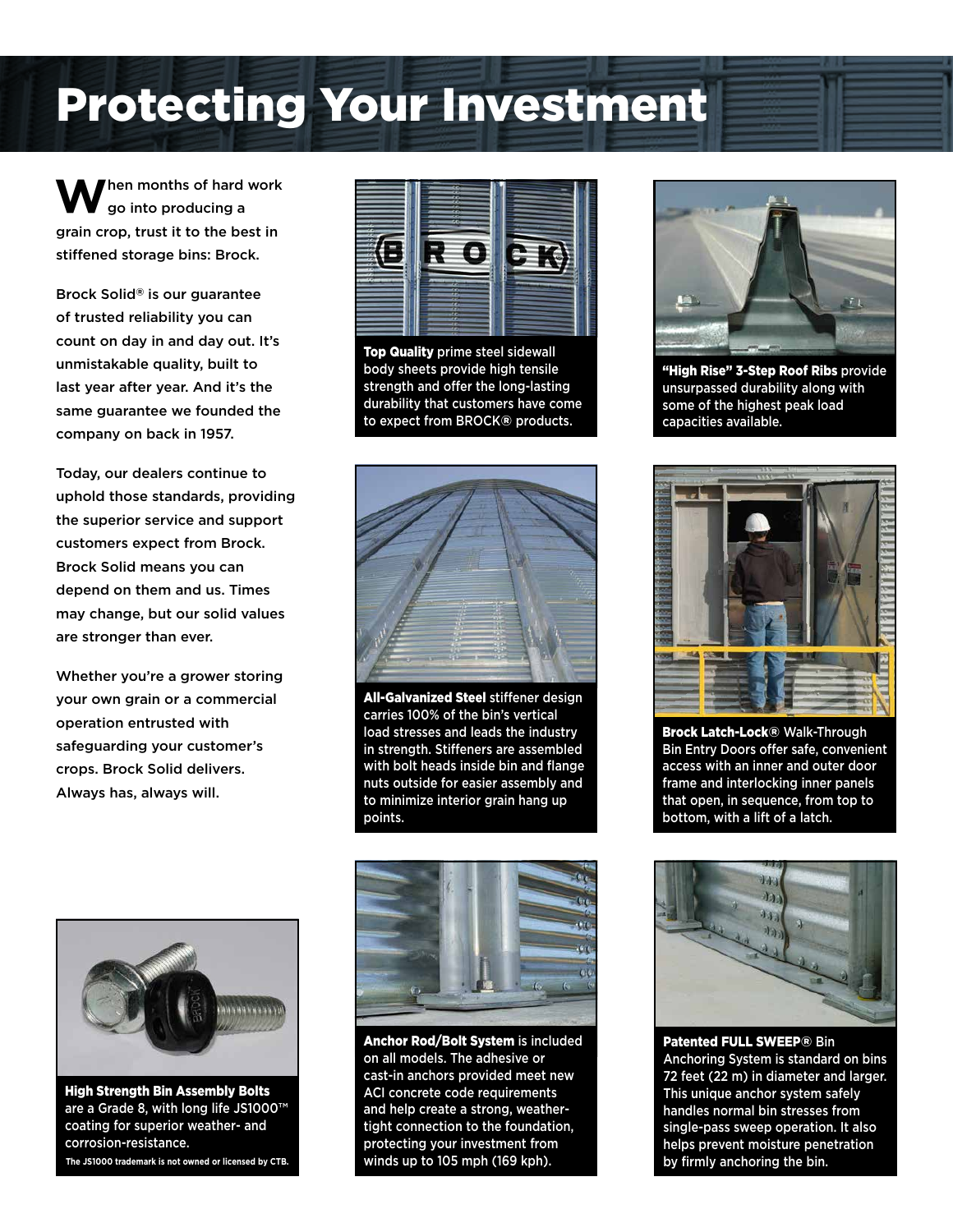# Protecting Your Investment

When months of hard work go into producing a grain crop, trust it to the best in stiffened storage bins: Brock.

Brock Solid® is our guarantee of trusted reliability you can count on day in and day out. It's unmistakable quality, built to last year after year. And it's the same guarantee we founded the company on back in 1957.

Today, our dealers continue to uphold those standards, providing the superior service and support customers expect from Brock. Brock Solid means you can depend on them and us. Times may change, but our solid values are stronger than ever.

Whether you're a grower storing your own grain or a commercial operation entrusted with safeguarding your customer's crops. Brock Solid delivers. Always has, always will.

**Top Quality** prime steel sidewall body sheets provide high tensile strength and offer the long-lasting durability that customers have come to expect from BROCK® products.

**"High Rise" 3-Step Roof Ribs** provide unsurpassed durability along with some of the highest peak load capacities available.

**All-Galvanized Steel** stiffener design carries 100% of the bin's vertical load stresses and leads the industry in strength. Stiffeners are assembled with bolt heads inside bin and flange nuts outside for easier assembly and to minimize interior grain hang up points.

**Brock Latch-Lock®** Walk-Through Bin Entry Doors offer safe, convenient access with an inner and outer door frame and interlocking inner panels that open, in sequence, from top to bottom, with a lift of a latch.

**High Strength Bin Assembly Bolts** are a Grade 8, with long life JS1000™ coating for superior weather- and corrosion-resistance.

The JS1000 trademark is not owned or licensed by CTB.

**Anchor Rod/Bolt System** is included on all models. The adhesive or cast-in anchors provided meet new ACI concrete code requirements and help create a strong, weather-tight connection to the foundation, protecting your investment from winds up to 105 mph (169 kph).

**Patented FULL SWEEP®** Bin Anchoring System is standard on bins 72 feet (22 m) in diameter and larger. This unique anchor system safely handles normal bin stresses from single-pass sweep operation. It also helps prevent moisture penetration by firmly anchoring the bin.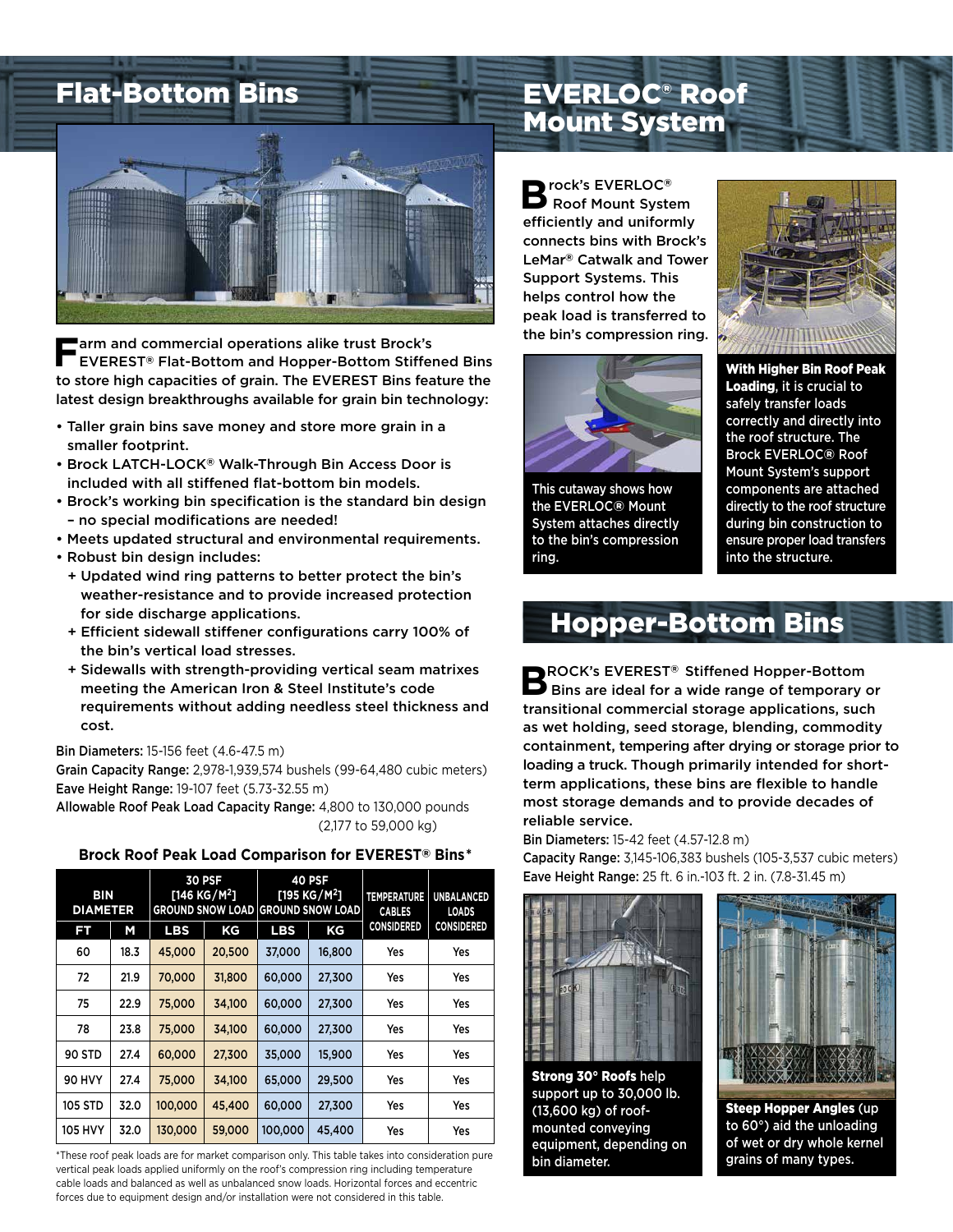## Flat-Bottom Bins

Farm and commercial operations alike trust Brock's EVEREST® Flat-Bottom and Hopper-Bottom Stiffened Bins to store high capacities of grain. The EVEREST Bins feature the latest design breakthroughs available for grain bin technology:

- Taller grain bins save money and store more grain in a smaller footprint.
- Brock LATCH-LOCK® Walk-Through Bin Access Door is included with all stiffened flat-bottom bin models.
- Brock's working bin specification is the standard bin design – no special modifications are needed!
- Meets updated structural and environmental requirements.
- Robust bin design includes:
  - + Updated wind ring patterns to better protect the bin's weather-resistance and to provide increased protection for side discharge applications.
  - + Efficient sidewall stiffener configurations carry 100% of the bin's vertical load stresses.
  - + Sidewalls with strength-providing vertical seam matrixes meeting the American Iron & Steel Institute's code requirements without adding needless steel thickness and cost.

**Bin Diameters:** 15-156 feet (4.6-47.5 m)
**Grain Capacity Range:** 2,978-1,939,574 bushels (99-64,480 cubic meters)
**Eave Height Range:** 19-107 feet (5.73-32.55 m)
**Allowable Roof Peak Load Capacity Range:** 4,800 to 130,000 pounds (2,177 to 59,000 kg)

**Brock Roof Peak Load Comparison for EVEREST® Bins***

| BIN DIAMETER | | 30 PSF [146 KG/M²] GROUND SNOW LOAD | | 40 PSF [195 KG/M²] GROUND SNOW LOAD | | TEMPERATURE CABLES CONSIDERED | UNBALANCED LOADS CONSIDERED |
|---|---|---|---|---|---|---|---|
| FT | M | LBS | KG | LBS | KG | | |
| 60 | 18.3 | 45,000 | 20,500 | 37,000 | 16,800 | Yes | Yes |
| 72 | 21.9 | 70,000 | 31,800 | 60,000 | 27,300 | Yes | Yes |
| 75 | 22.9 | 75,000 | 34,100 | 60,000 | 27,300 | Yes | Yes |
| 78 | 23.8 | 75,000 | 34,100 | 60,000 | 27,300 | Yes | Yes |
| 90 STD | 27.4 | 60,000 | 27,300 | 35,000 | 15,900 | Yes | Yes |
| 90 HVY | 27.4 | 75,000 | 34,100 | 65,000 | 29,500 | Yes | Yes |
| 105 STD | 32.0 | 100,000 | 45,400 | 60,000 | 27,300 | Yes | Yes |
| 105 HVY | 32.0 | 130,000 | 59,000 | 100,000 | 45,400 | Yes | Yes |

*These roof peak loads are for market comparison only. This table takes into consideration pure vertical peak loads applied uniformly on the roof's compression ring including temperature cable loads and balanced as well as unbalanced snow loads. Horizontal forces and eccentric forces due to equipment design and/or installation were not considered in this table.

## EVERLOC® Roof Mount System

Brock's EVERLOC® Roof Mount System efficiently and uniformly connects bins with Brock's LeMar® Catwalk and Tower Support Systems. This helps control how the peak load is transferred to the bin's compression ring.

This cutaway shows how the EVERLOC® Mount System attaches directly to the bin's compression ring.

**With Higher Bin Roof Peak Loading**, it is crucial to safely transfer loads correctly and directly into the roof structure. The Brock EVERLOC® Roof Mount System's support components are attached directly to the roof structure during bin construction to ensure proper load transfers into the structure.

## Hopper-Bottom Bins

BROCK's EVEREST® Stiffened Hopper-Bottom Bins are ideal for a wide range of temporary or transitional commercial storage applications, such as wet holding, seed storage, blending, commodity containment, tempering after drying or storage prior to loading a truck. Though primarily intended for short-term applications, these bins are flexible to handle most storage demands and to provide decades of reliable service.

**Bin Diameters:** 15-42 feet (4.57-12.8 m)
**Capacity Range:** 3,145-106,383 bushels (105-3,537 cubic meters)
**Eave Height Range:** 25 ft. 6 in.-103 ft. 2 in. (7.8-31.45 m)

**Strong 30° Roofs** help support up to 30,000 lb. (13,600 kg) of roof-mounted conveying equipment, depending on bin diameter.

**Steep Hopper Angles** (up to 60°) aid the unloading of wet or dry whole kernel grains of many types.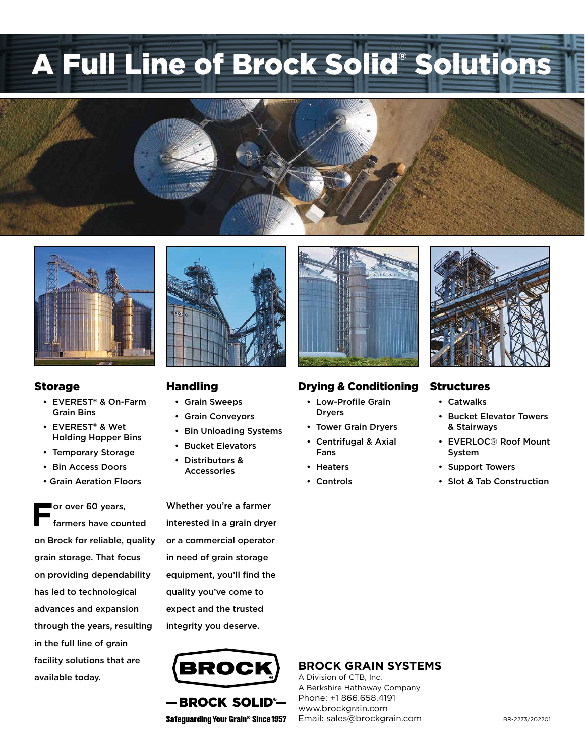# A Full Line of Brock Solid® Solutions

### Storage

- EVEREST® & On-Farm Grain Bins
- EVEREST® & Wet Holding Hopper Bins
- Temporary Storage
- Bin Access Doors
- Grain Aeration Floors

### Handling

- Grain Sweeps
- Grain Conveyors
- Bin Unloading Systems
- Bucket Elevators
- Distributors & Accessories

### Drying & Conditioning

- Low-Profile Grain Dryers
- Tower Grain Dryers
- Centrifugal & Axial Fans
- Heaters
- Controls

### Structures

- Catwalks
- Bucket Elevator Towers & Stairways
- EVERLOC® Roof Mount System
- Support Towers
- Slot & Tab Construction

For over 60 years, farmers have counted on Brock for reliable, quality grain storage. That focus on providing dependability has led to technological advances and expansion through the years, resulting in the full line of grain facility solutions that are available today.

Whether you're a farmer interested in a grain dryer or a commercial operator in need of grain storage equipment, you'll find the quality you've come to expect and the trusted integrity you deserve.

BROCK®

— BROCK SOLID® —

Safeguarding Your Grain® Since 1957

**BROCK GRAIN SYSTEMS**

A Division of CTB, Inc.
A Berkshire Hathaway Company
Phone: +1 866.658.4191
www.brockgrain.com
Email: sales@brockgrain.com

BR-2273/202201